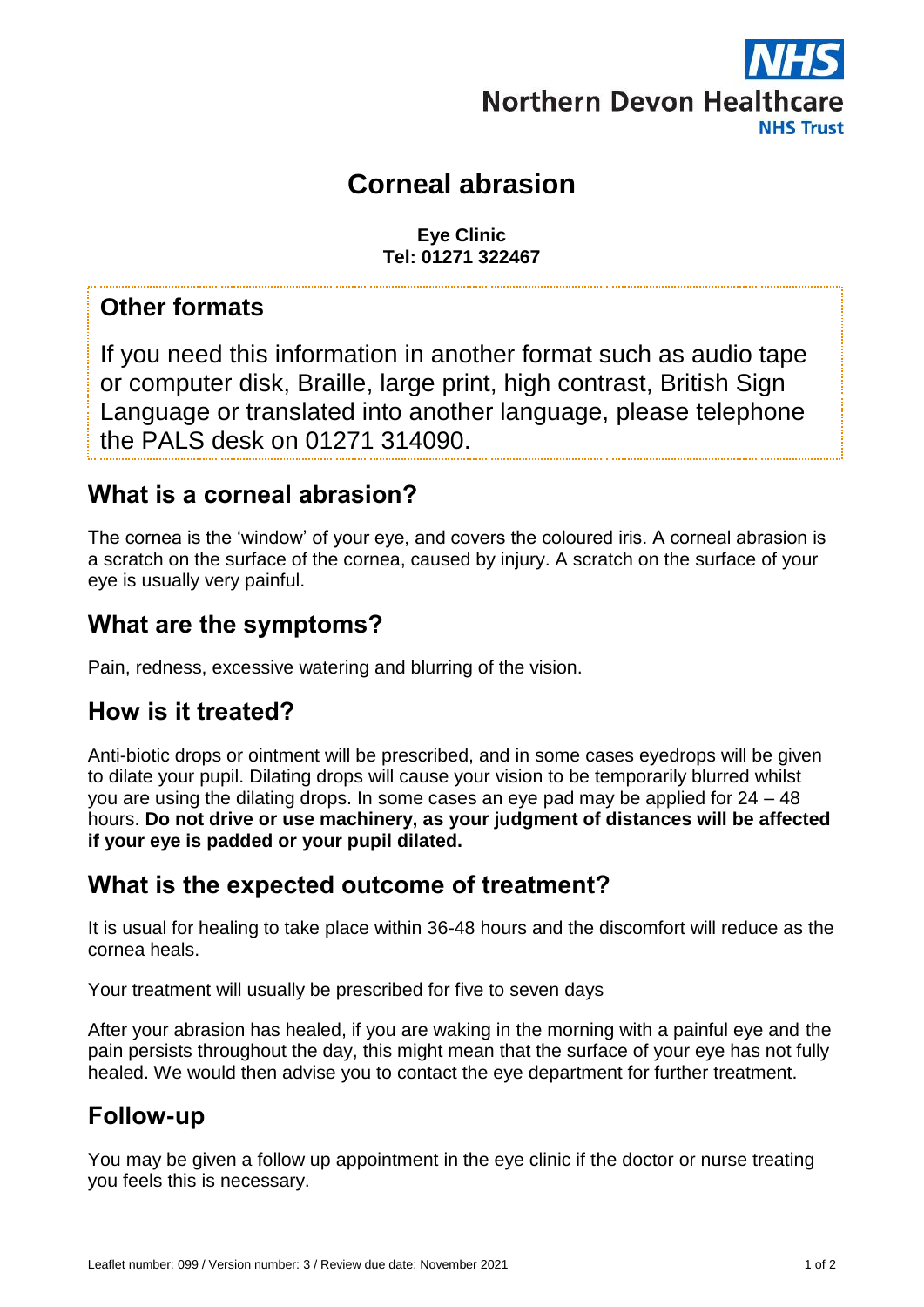Northern Devon Healthcare NHS Trust

# Corneal abrasion

**Eye Clinic**
**Tel: 01271 322467**

## Other formats

If you need this information in another format such as audio tape or computer disk, Braille, large print, high contrast, British Sign Language or translated into another language, please telephone the PALS desk on 01271 314090.

## What is a corneal abrasion?

The cornea is the 'window' of your eye, and covers the coloured iris. A corneal abrasion is a scratch on the surface of the cornea, caused by injury. A scratch on the surface of your eye is usually very painful.

## What are the symptoms?

Pain, redness, excessive watering and blurring of the vision.

## How is it treated?

Anti-biotic drops or ointment will be prescribed, and in some cases eyedrops will be given to dilate your pupil. Dilating drops will cause your vision to be temporarily blurred whilst you are using the dilating drops. In some cases an eye pad may be applied for 24 – 48 hours. **Do not drive or use machinery, as your judgment of distances will be affected if your eye is padded or your pupil dilated.**

## What is the expected outcome of treatment?

It is usual for healing to take place within 36-48 hours and the discomfort will reduce as the cornea heals.

Your treatment will usually be prescribed for five to seven days

After your abrasion has healed, if you are waking in the morning with a painful eye and the pain persists throughout the day, this might mean that the surface of your eye has not fully healed. We would then advise you to contact the eye department for further treatment.

## Follow-up

You may be given a follow up appointment in the eye clinic if the doctor or nurse treating you feels this is necessary.

Leaflet number: 099 / Version number: 3 / Review due date: November 2021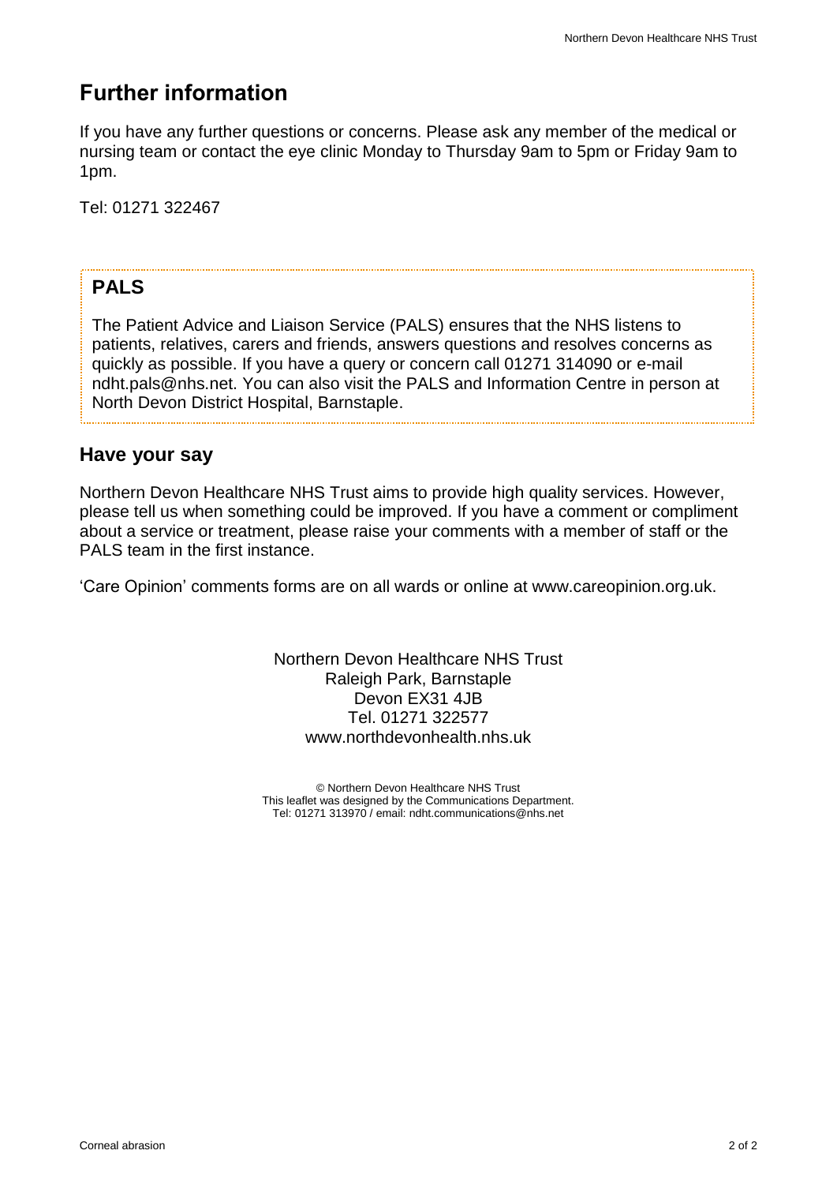## Further information

If you have any further questions or concerns. Please ask any member of the medical or nursing team or contact the eye clinic Monday to Thursday 9am to 5pm or Friday 9am to 1pm.

Tel: 01271 322467

### PALS

The Patient Advice and Liaison Service (PALS) ensures that the NHS listens to patients, relatives, carers and friends, answers questions and resolves concerns as quickly as possible. If you have a query or concern call 01271 314090 or e-mail ndht.pals@nhs.net. You can also visit the PALS and Information Centre in person at North Devon District Hospital, Barnstaple.

### Have your say

Northern Devon Healthcare NHS Trust aims to provide high quality services. However, please tell us when something could be improved. If you have a comment or compliment about a service or treatment, please raise your comments with a member of staff or the PALS team in the first instance.

'Care Opinion' comments forms are on all wards or online at www.careopinion.org.uk.

Northern Devon Healthcare NHS Trust
Raleigh Park, Barnstaple
Devon EX31 4JB
Tel. 01271 322577
www.northdevonhealth.nhs.uk

© Northern Devon Healthcare NHS Trust
This leaflet was designed by the Communications Department.
Tel: 01271 313970 / email: ndht.communications@nhs.net